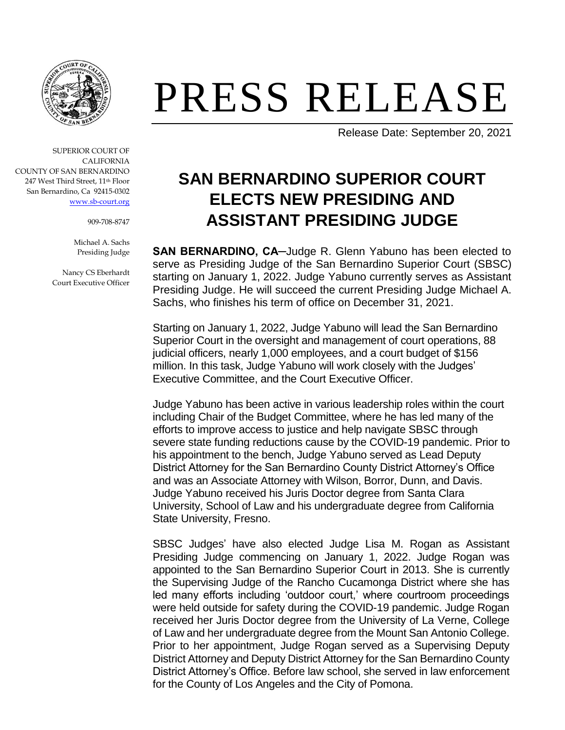# PRESS RELEASE

Release Date: September 20, 2021

SUPERIOR COURT OF CALIFORNIA
COUNTY OF SAN BERNARDINO
247 West Third Street, 11th Floor
San Bernardino, Ca 92415-0302
www.sb-court.org

909-708-8747

Michael A. Sachs
Presiding Judge

Nancy CS Eberhardt
Court Executive Officer

## SAN BERNARDINO SUPERIOR COURT ELECTS NEW PRESIDING AND ASSISTANT PRESIDING JUDGE

**SAN BERNARDINO, CA**–Judge R. Glenn Yabuno has been elected to serve as Presiding Judge of the San Bernardino Superior Court (SBSC) starting on January 1, 2022. Judge Yabuno currently serves as Assistant Presiding Judge. He will succeed the current Presiding Judge Michael A. Sachs, who finishes his term of office on December 31, 2021.

Starting on January 1, 2022, Judge Yabuno will lead the San Bernardino Superior Court in the oversight and management of court operations, 88 judicial officers, nearly 1,000 employees, and a court budget of $156 million. In this task, Judge Yabuno will work closely with the Judges' Executive Committee, and the Court Executive Officer.

Judge Yabuno has been active in various leadership roles within the court including Chair of the Budget Committee, where he has led many of the efforts to improve access to justice and help navigate SBSC through severe state funding reductions cause by the COVID-19 pandemic. Prior to his appointment to the bench, Judge Yabuno served as Lead Deputy District Attorney for the San Bernardino County District Attorney's Office and was an Associate Attorney with Wilson, Borror, Dunn, and Davis. Judge Yabuno received his Juris Doctor degree from Santa Clara University, School of Law and his undergraduate degree from California State University, Fresno.

SBSC Judges' have also elected Judge Lisa M. Rogan as Assistant Presiding Judge commencing on January 1, 2022. Judge Rogan was appointed to the San Bernardino Superior Court in 2013. She is currently the Supervising Judge of the Rancho Cucamonga District where she has led many efforts including 'outdoor court,' where courtroom proceedings were held outside for safety during the COVID-19 pandemic. Judge Rogan received her Juris Doctor degree from the University of La Verne, College of Law and her undergraduate degree from the Mount San Antonio College. Prior to her appointment, Judge Rogan served as a Supervising Deputy District Attorney and Deputy District Attorney for the San Bernardino County District Attorney's Office. Before law school, she served in law enforcement for the County of Los Angeles and the City of Pomona.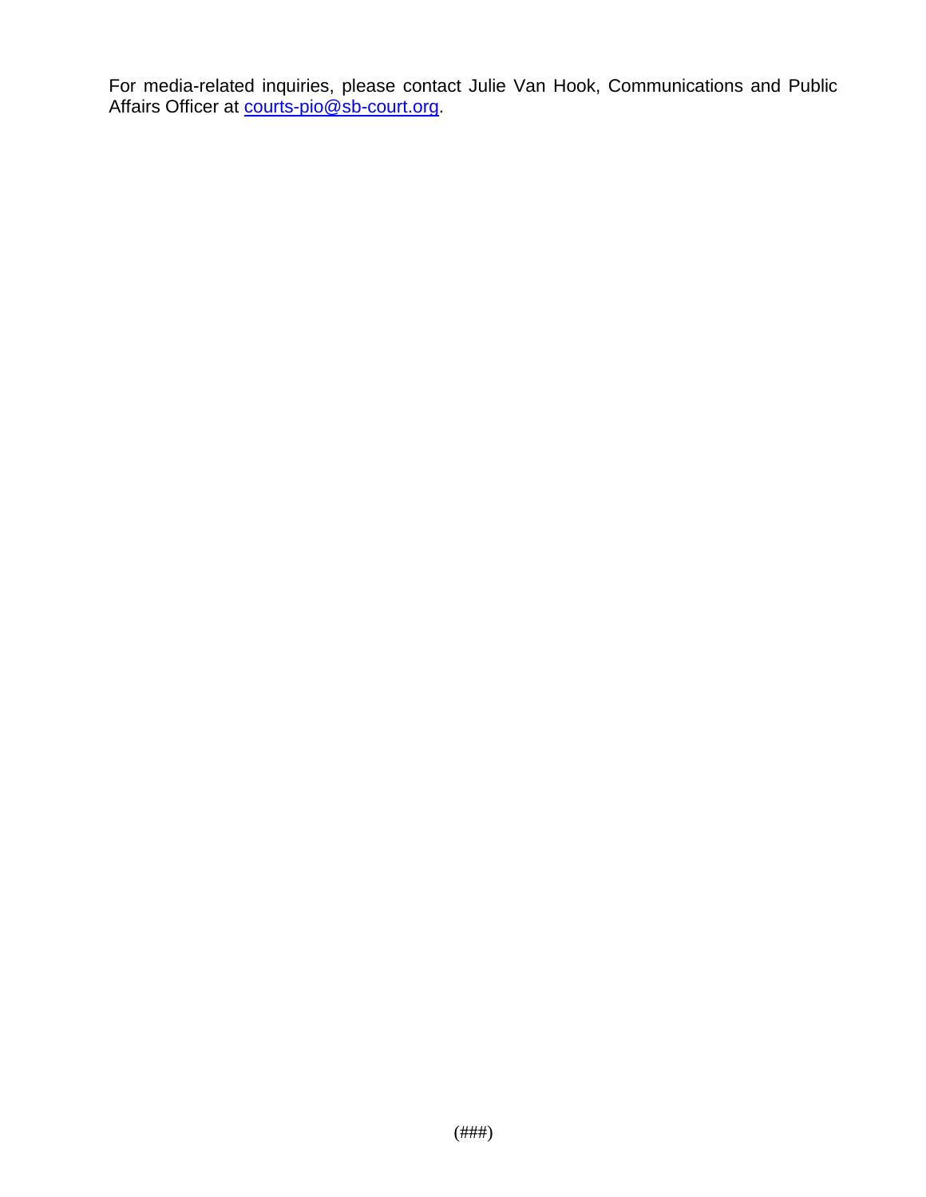For media-related inquiries, please contact Julie Van Hook, Communications and Public Affairs Officer at courts-pio@sb-court.org.

(###)